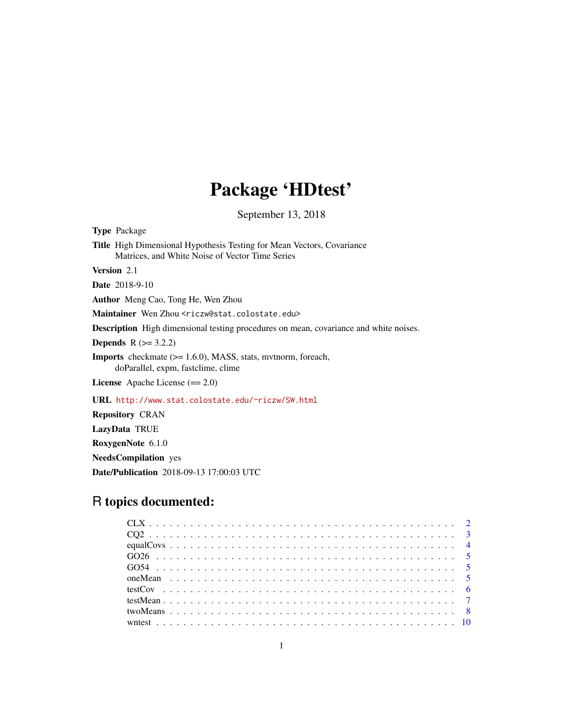# Package 'HDtest'

September 13, 2018

**Type** Package

**Title** High Dimensional Hypothesis Testing for Mean Vectors, Covariance Matrices, and White Noise of Vector Time Series

**Version** 2.1

**Date** 2018-9-10

**Author** Meng Cao, Tong He, Wen Zhou

**Maintainer** Wen Zhou <riczw@stat.colostate.edu>

**Description** High dimensional testing procedures on mean, covariance and white noises.

**Depends** R (>= 3.2.2)

**Imports** checkmate (>= 1.6.0), MASS, stats, mvtnorm, foreach, doParallel, expm, fastclime, clime

**License** Apache License (== 2.0)

**URL** http://www.stat.colostate.edu/~riczw/SW.html

**Repository** CRAN

**LazyData** TRUE

**RoxygenNote** 6.1.0

**NeedsCompilation** yes

**Date/Publication** 2018-09-13 17:00:03 UTC

## R topics documented:

- CLX . . . . . . . . . . . . . . . . . . . . . . . . . . . . . . . . . . . . . . . . . 2
- CQ2 . . . . . . . . . . . . . . . . . . . . . . . . . . . . . . . . . . . . . . . . . 3
- equalCovs . . . . . . . . . . . . . . . . . . . . . . . . . . . . . . . . . . . . . . 4
- GO26 . . . . . . . . . . . . . . . . . . . . . . . . . . . . . . . . . . . . . . . . 5
- GO54 . . . . . . . . . . . . . . . . . . . . . . . . . . . . . . . . . . . . . . . . 5
- oneMean . . . . . . . . . . . . . . . . . . . . . . . . . . . . . . . . . . . . . . 5
- testCov . . . . . . . . . . . . . . . . . . . . . . . . . . . . . . . . . . . . . . . 6
- testMean . . . . . . . . . . . . . . . . . . . . . . . . . . . . . . . . . . . . . . 7
- twoMeans . . . . . . . . . . . . . . . . . . . . . . . . . . . . . . . . . . . . . . 8
- wntest . . . . . . . . . . . . . . . . . . . . . . . . . . . . . . . . . . . . . . . 10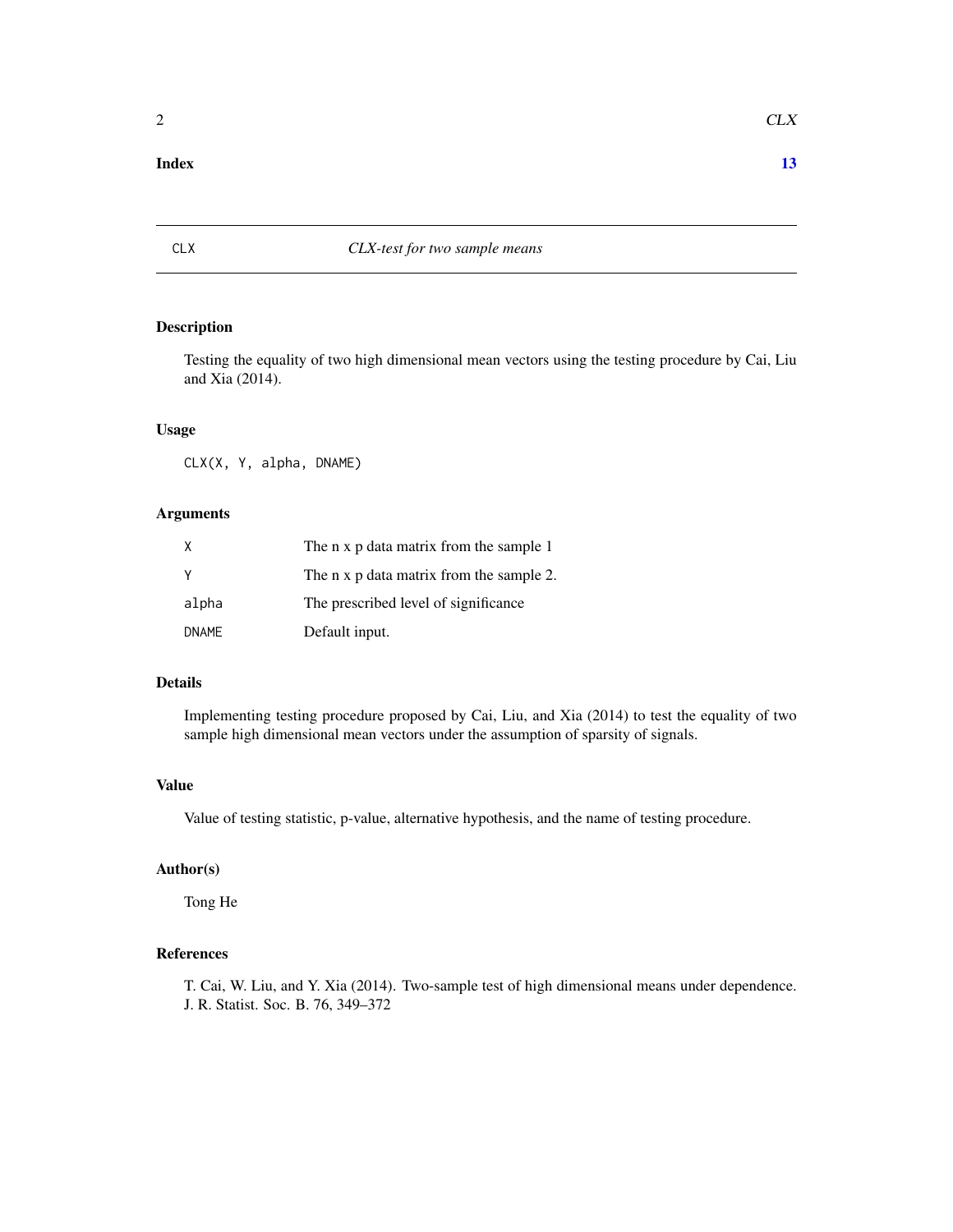**Index** **13**

---

CLX — *CLX-test for two sample means*

---

### Description

Testing the equality of two high dimensional mean vectors using the testing procedure by Cai, Liu and Xia (2014).

### Usage

```
CLX(X, Y, alpha, DNAME)
```

### Arguments

| | |
|---|---|
| X | The n x p data matrix from the sample 1 |
| Y | The n x p data matrix from the sample 2. |
| alpha | The prescribed level of significance |
| DNAME | Default input. |

### Details

Implementing testing procedure proposed by Cai, Liu, and Xia (2014) to test the equality of two sample high dimensional mean vectors under the assumption of sparsity of signals.

### Value

Value of testing statistic, p-value, alternative hypothesis, and the name of testing procedure.

### Author(s)

Tong He

### References

T. Cai, W. Liu, and Y. Xia (2014). Two-sample test of high dimensional means under dependence. J. R. Statist. Soc. B. 76, 349–372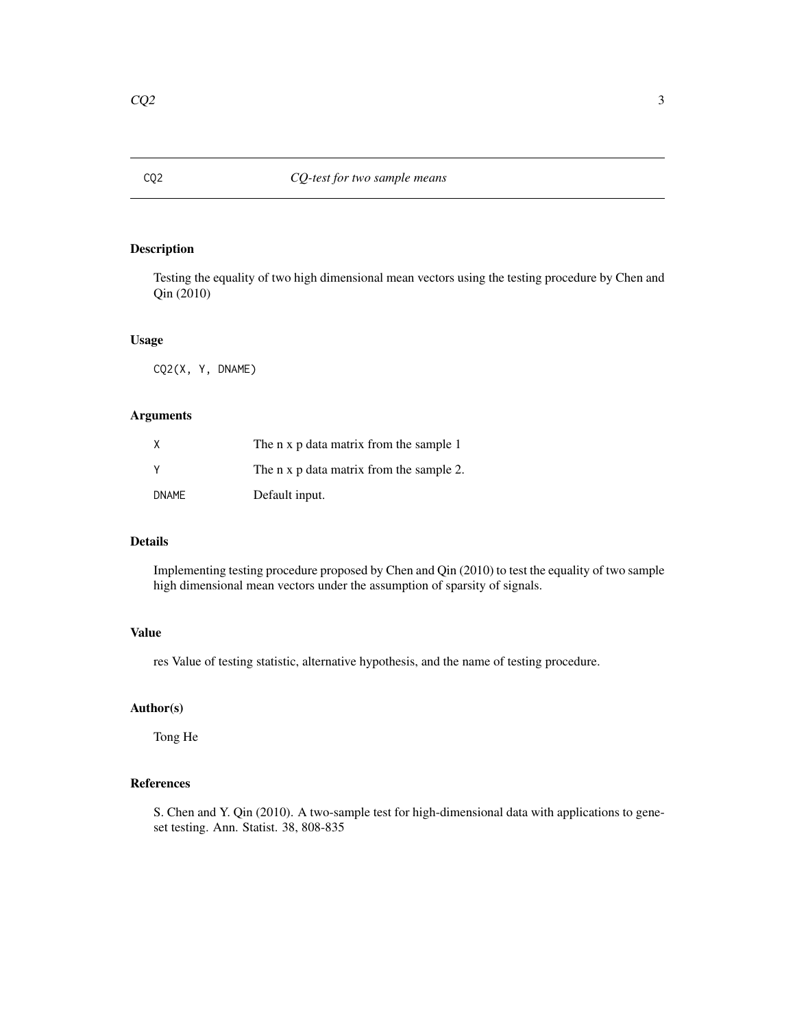## CQ2 — *CQ-test for two sample means*

### Description

Testing the equality of two high dimensional mean vectors using the testing procedure by Chen and Qin (2010)

### Usage

```
CQ2(X, Y, DNAME)
```

### Arguments

| | |
|---|---|
| X | The n x p data matrix from the sample 1 |
| Y | The n x p data matrix from the sample 2. |
| DNAME | Default input. |

### Details

Implementing testing procedure proposed by Chen and Qin (2010) to test the equality of two sample high dimensional mean vectors under the assumption of sparsity of signals.

### Value

res Value of testing statistic, alternative hypothesis, and the name of testing procedure.

### Author(s)

Tong He

### References

S. Chen and Y. Qin (2010). A two-sample test for high-dimensional data with applications to gene-set testing. Ann. Statist. 38, 808-835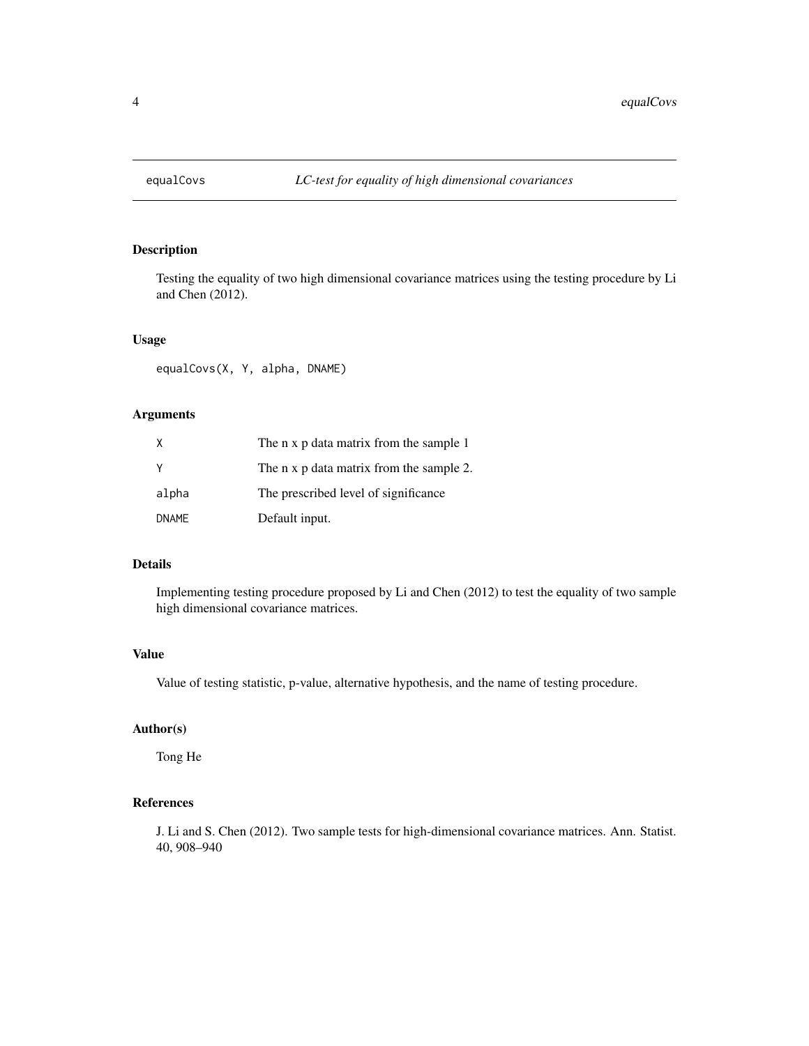`equalCovs` *LC-test for equality of high dimensional covariances*

## Description

Testing the equality of two high dimensional covariance matrices using the testing procedure by Li and Chen (2012).

## Usage

```
equalCovs(X, Y, alpha, DNAME)
```

## Arguments

| | |
|---|---|
| X | The n x p data matrix from the sample 1 |
| Y | The n x p data matrix from the sample 2. |
| alpha | The prescribed level of significance |
| DNAME | Default input. |

## Details

Implementing testing procedure proposed by Li and Chen (2012) to test the equality of two sample high dimensional covariance matrices.

## Value

Value of testing statistic, p-value, alternative hypothesis, and the name of testing procedure.

## Author(s)

Tong He

## References

J. Li and S. Chen (2012). Two sample tests for high-dimensional covariance matrices. Ann. Statist. 40, 908–940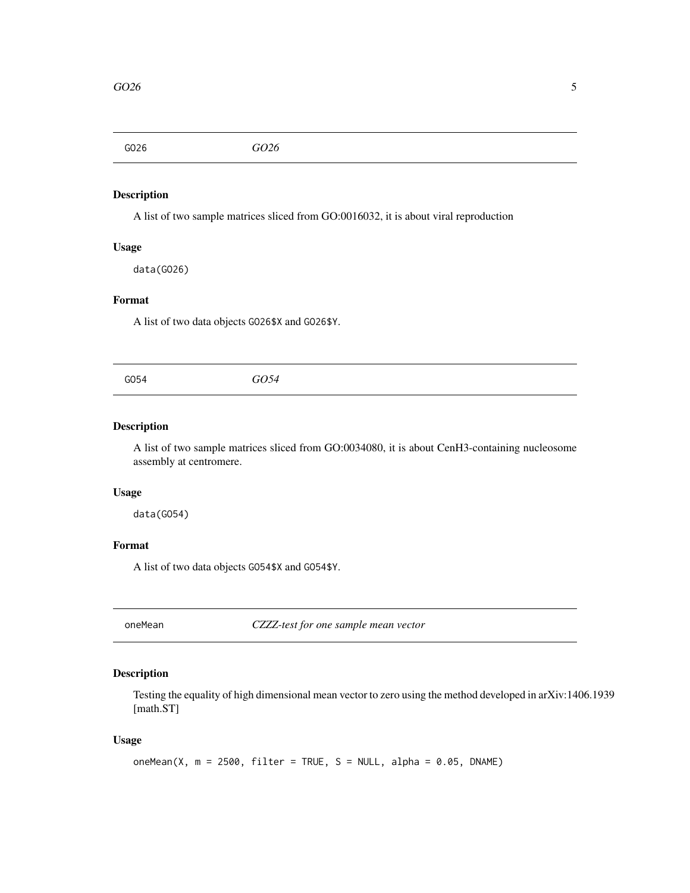## GO26 *GO26*

### Description

A list of two sample matrices sliced from GO:0016032, it is about viral reproduction

### Usage

```
data(GO26)
```

### Format

A list of two data objects `GO26$X` and `GO26$Y`.

## GO54 *GO54*

### Description

A list of two sample matrices sliced from GO:0034080, it is about CenH3-containing nucleosome assembly at centromere.

### Usage

```
data(GO54)
```

### Format

A list of two data objects `GO54$X` and `GO54$Y`.

## oneMean *CZZZ-test for one sample mean vector*

### Description

Testing the equality of high dimensional mean vector to zero using the method developed in arXiv:1406.1939 [math.ST]

### Usage

```
oneMean(X, m = 2500, filter = TRUE, S = NULL, alpha = 0.05, DNAME)
```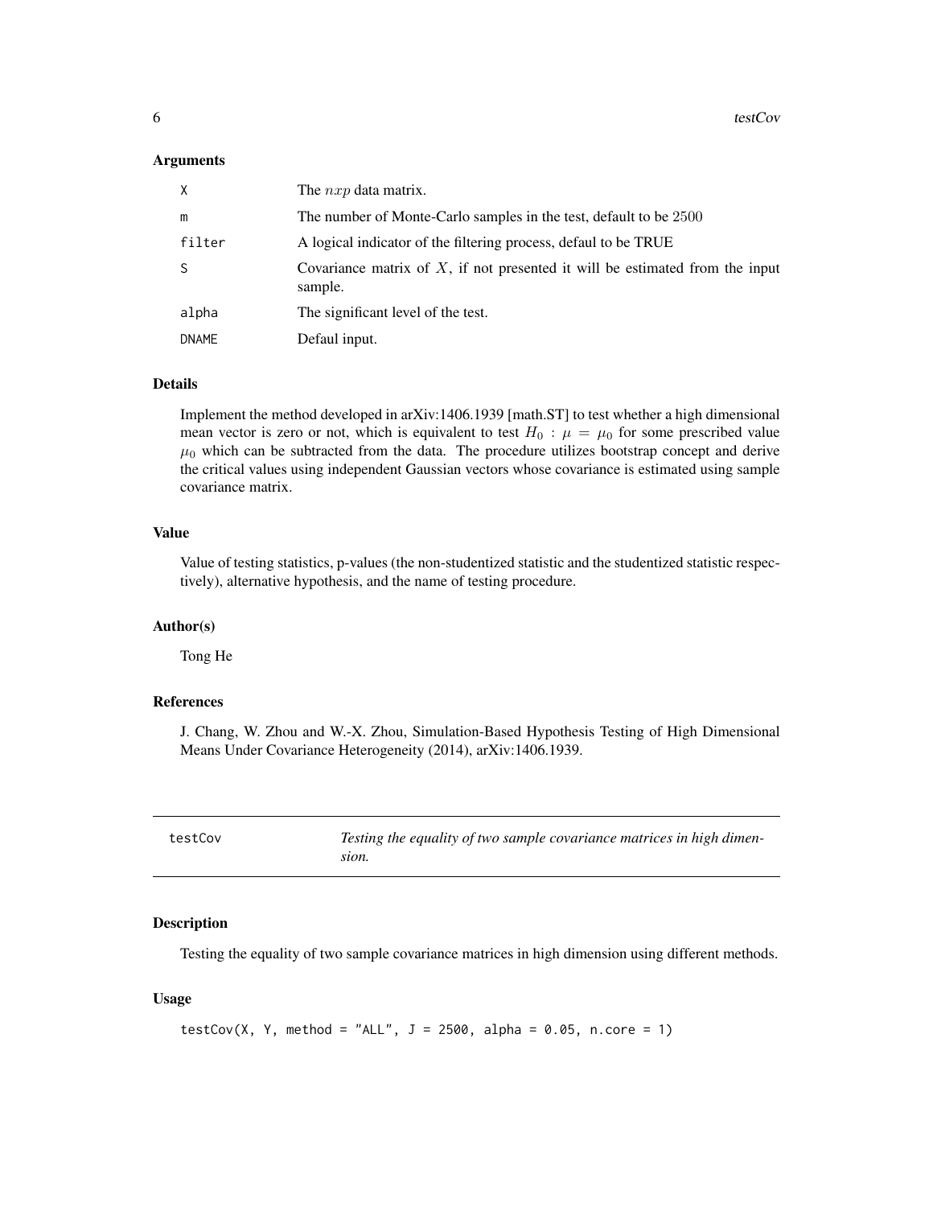### Arguments

| | |
|---|---|
| X | The $nxp$ data matrix. |
| m | The number of Monte-Carlo samples in the test, default to be $2500$ |
| filter | A logical indicator of the filtering process, defaul to be TRUE |
| S | Covariance matrix of $X$, if not presented it will be estimated from the input sample. |
| alpha | The significant level of the test. |
| DNAME | Defaul input. |

### Details

Implement the method developed in arXiv:1406.1939 [math.ST] to test whether a high dimensional mean vector is zero or not, which is equivalent to test $H_0 : \mu = \mu_0$ for some prescribed value $\mu_0$ which can be subtracted from the data. The procedure utilizes bootstrap concept and derive the critical values using independent Gaussian vectors whose covariance is estimated using sample covariance matrix.

### Value

Value of testing statistics, p-values (the non-studentized statistic and the studentized statistic respectively), alternative hypothesis, and the name of testing procedure.

### Author(s)

Tong He

### References

J. Chang, W. Zhou and W.-X. Zhou, Simulation-Based Hypothesis Testing of High Dimensional Means Under Covariance Heterogeneity (2014), arXiv:1406.1939.

---

## testCov — *Testing the equality of two sample covariance matrices in high dimension.*

---

### Description

Testing the equality of two sample covariance matrices in high dimension using different methods.

### Usage

```
testCov(X, Y, method = "ALL", J = 2500, alpha = 0.05, n.core = 1)
```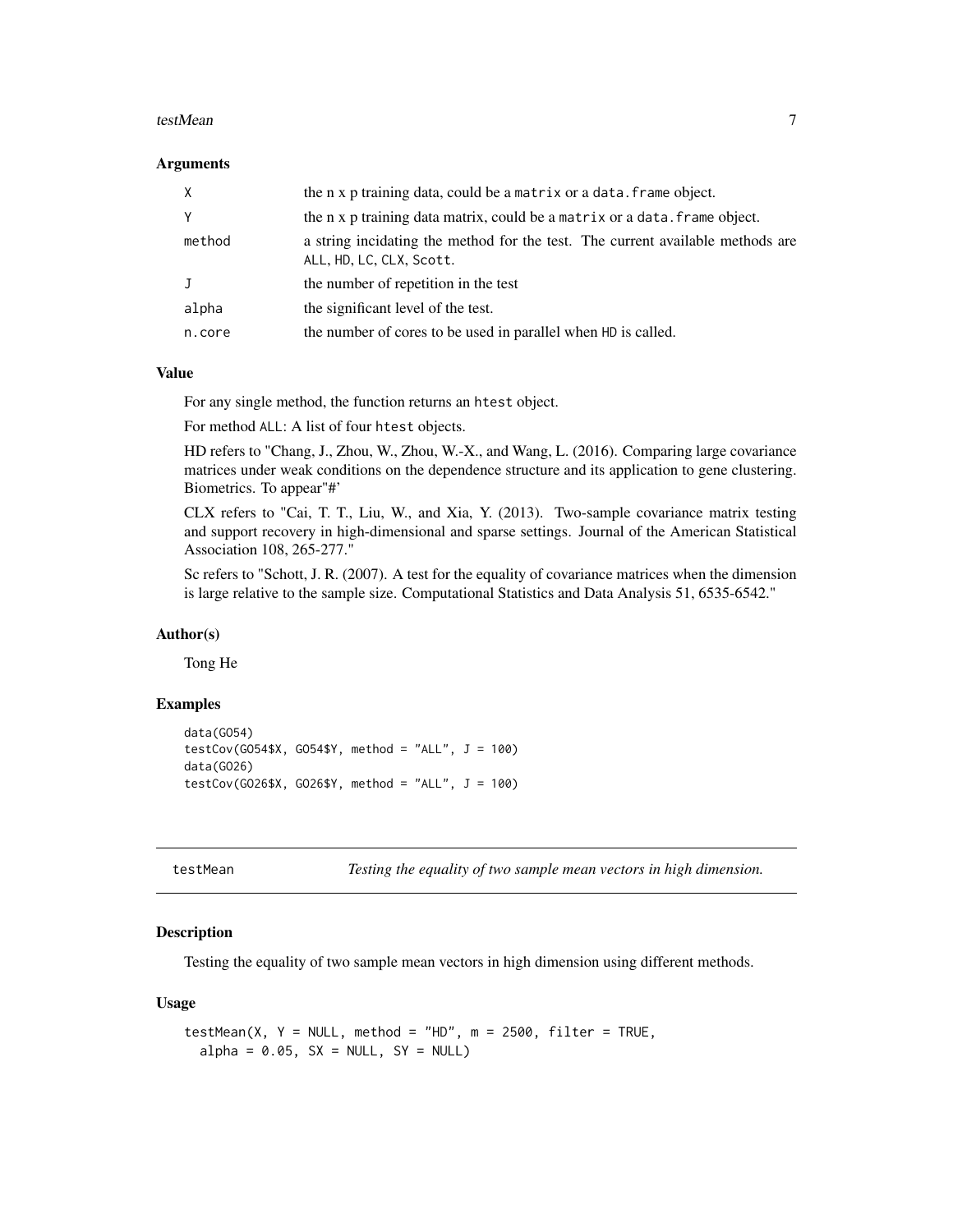### Arguments

| | |
|---|---|
| X | the n x p training data, could be a `matrix` or a `data.frame` object. |
| Y | the n x p training data matrix, could be a `matrix` or a `data.frame` object. |
| method | a string incidating the method for the test. The current available methods are `ALL`, `HD`, `LC`, `CLX`, `Scott`. |
| J | the number of repetition in the test |
| alpha | the significant level of the test. |
| n.core | the number of cores to be used in parallel when `HD` is called. |

### Value

For any single method, the function returns an `htest` object.

For method `ALL`: A list of four `htest` objects.

HD refers to "Chang, J., Zhou, W., Zhou, W.-X., and Wang, L. (2016). Comparing large covariance matrices under weak conditions on the dependence structure and its application to gene clustering. Biometrics. To appear"#'

CLX refers to "Cai, T. T., Liu, W., and Xia, Y. (2013). Two-sample covariance matrix testing and support recovery in high-dimensional and sparse settings. Journal of the American Statistical Association 108, 265-277."

Sc refers to "Schott, J. R. (2007). A test for the equality of covariance matrices when the dimension is large relative to the sample size. Computational Statistics and Data Analysis 51, 6535-6542."

### Author(s)

Tong He

### Examples

```
data(GO54)
testCov(GO54$X, GO54$Y, method = "ALL", J = 100)
data(GO26)
testCov(GO26$X, GO26$Y, method = "ALL", J = 100)
```

---

## testMean — *Testing the equality of two sample mean vectors in high dimension.*

### Description

Testing the equality of two sample mean vectors in high dimension using different methods.

### Usage

```
testMean(X, Y = NULL, method = "HD", m = 2500, filter = TRUE,
  alpha = 0.05, SX = NULL, SY = NULL)
```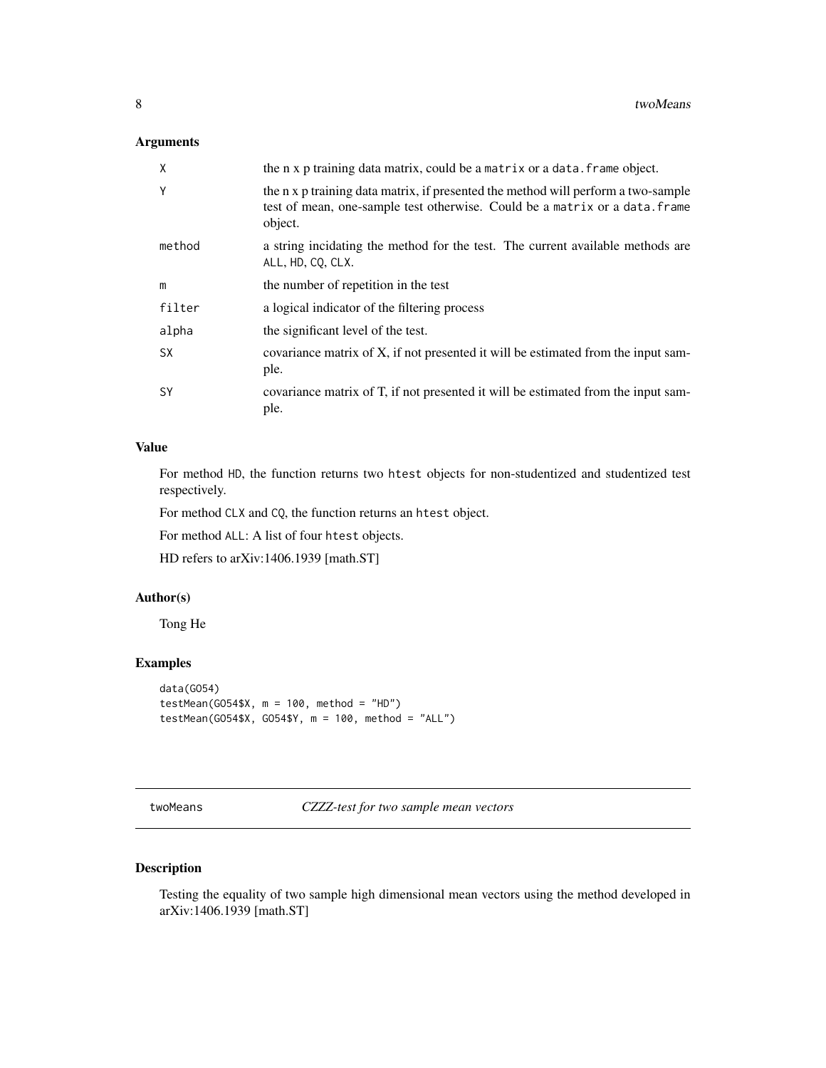### Arguments

| | |
|---|---|
| X | the n x p training data matrix, could be a `matrix` or a `data.frame` object. |
| Y | the n x p training data matrix, if presented the method will perform a two-sample test of mean, one-sample test otherwise. Could be a `matrix` or a `data.frame` object. |
| method | a string incidating the method for the test. The current available methods are `ALL`, `HD`, `CQ`, `CLX`. |
| m | the number of repetition in the test |
| filter | a logical indicator of the filtering process |
| alpha | the significant level of the test. |
| SX | covariance matrix of X, if not presented it will be estimated from the input sample. |
| SY | covariance matrix of T, if not presented it will be estimated from the input sample. |

### Value

For method `HD`, the function returns two `htest` objects for non-studentized and studentized test respectively.

For method `CLX` and `CQ`, the function returns an `htest` object.

For method `ALL`: A list of four `htest` objects.

HD refers to arXiv:1406.1939 [math.ST]

### Author(s)

Tong He

### Examples

```
data(GO54)
testMean(GO54$X, m = 100, method = "HD")
testMean(GO54$X, GO54$Y, m = 100, method = "ALL")
```

---

## twoMeans — *CZZZ-test for two sample mean vectors*

### Description

Testing the equality of two sample high dimensional mean vectors using the method developed in arXiv:1406.1939 [math.ST]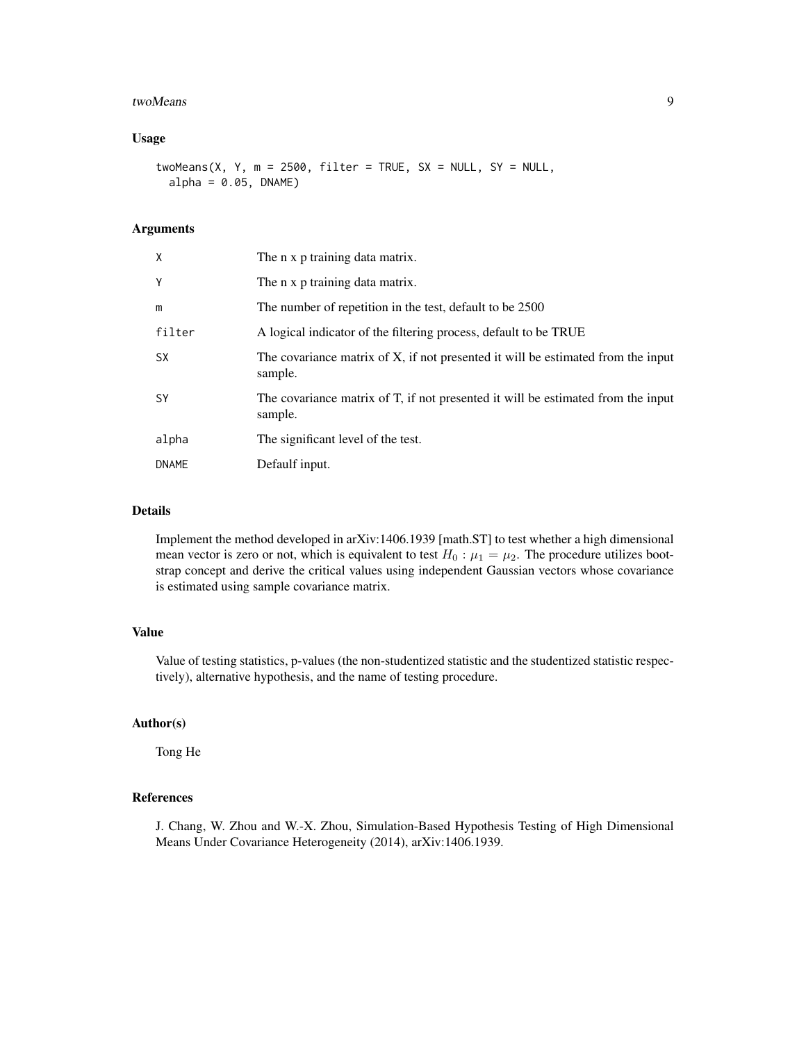## Usage

```
twoMeans(X, Y, m = 2500, filter = TRUE, SX = NULL, SY = NULL,
  alpha = 0.05, DNAME)
```

## Arguments

| | |
|---|---|
| X | The n x p training data matrix. |
| Y | The n x p training data matrix. |
| m | The number of repetition in the test, default to be 2500 |
| filter | A logical indicator of the filtering process, default to be TRUE |
| SX | The covariance matrix of X, if not presented it will be estimated from the input sample. |
| SY | The covariance matrix of T, if not presented it will be estimated from the input sample. |
| alpha | The significant level of the test. |
| DNAME | Defaulf input. |

## Details

Implement the method developed in arXiv:1406.1939 [math.ST] to test whether a high dimensional mean vector is zero or not, which is equivalent to test $H_0 : \mu_1 = \mu_2$. The procedure utilizes bootstrap concept and derive the critical values using independent Gaussian vectors whose covariance is estimated using sample covariance matrix.

## Value

Value of testing statistics, p-values (the non-studentized statistic and the studentized statistic respectively), alternative hypothesis, and the name of testing procedure.

## Author(s)

Tong He

## References

J. Chang, W. Zhou and W.-X. Zhou, Simulation-Based Hypothesis Testing of High Dimensional Means Under Covariance Heterogeneity (2014), arXiv:1406.1939.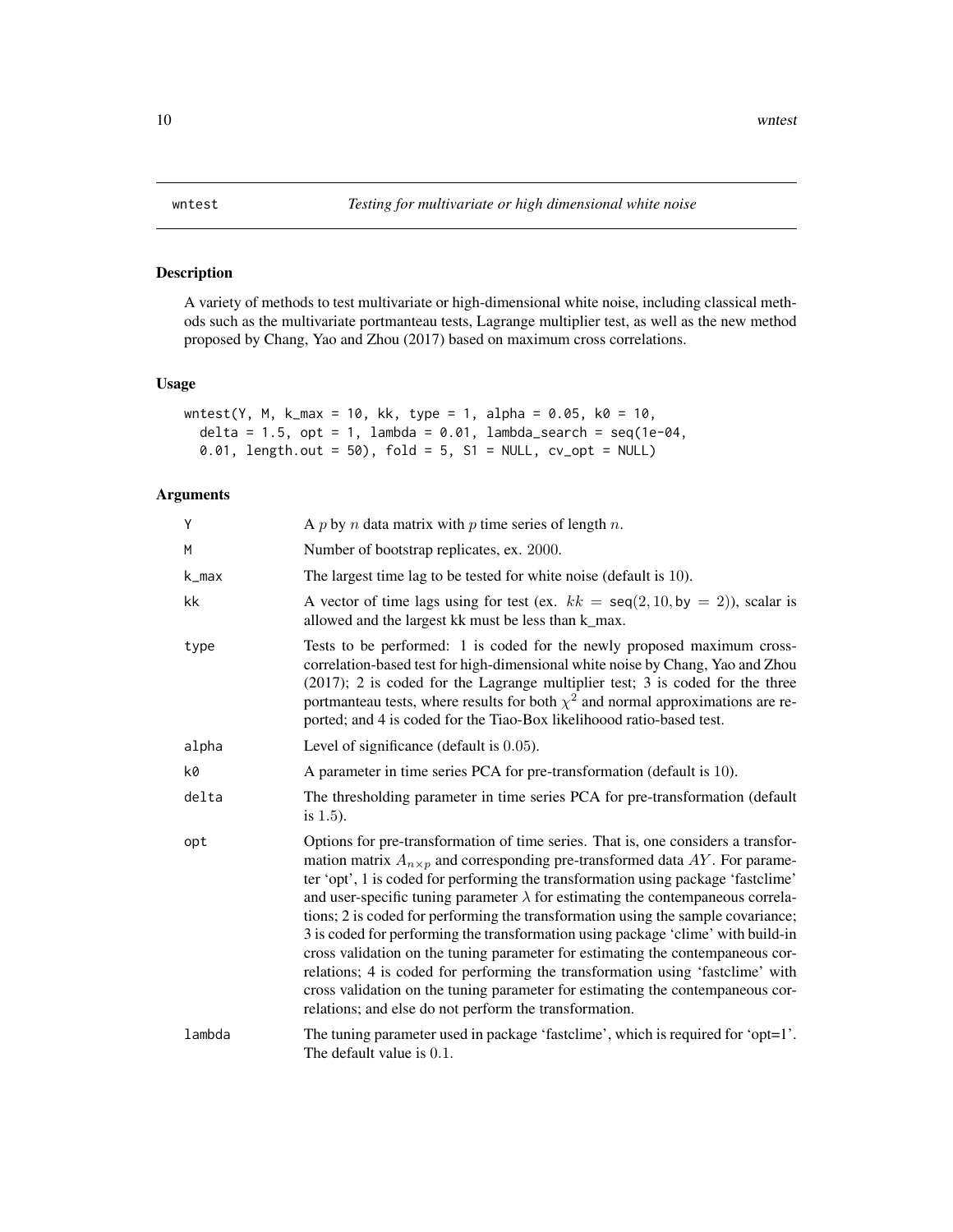wntest *Testing for multivariate or high dimensional white noise*

## Description

A variety of methods to test multivariate or high-dimensional white noise, including classical methods such as the multivariate portmanteau tests, Lagrange multiplier test, as well as the new method proposed by Chang, Yao and Zhou (2017) based on maximum cross correlations.

## Usage

```
wntest(Y, M, k_max = 10, kk, type = 1, alpha = 0.05, k0 = 10,
  delta = 1.5, opt = 1, lambda = 0.01, lambda_search = seq(1e-04,
  0.01, length.out = 50), fold = 5, S1 = NULL, cv_opt = NULL)
```

## Arguments

| | |
|---|---|
| Y | A $p$ by $n$ data matrix with $p$ time series of length $n$. |
| M | Number of bootstrap replicates, ex. 2000. |
| k_max | The largest time lag to be tested for white noise (default is 10). |
| kk | A vector of time lags using for test (ex. $kk$ = seq(2, 10, by = 2)), scalar is allowed and the largest kk must be less than k_max. |
| type | Tests to be performed: 1 is coded for the newly proposed maximum cross-correlation-based test for high-dimensional white noise by Chang, Yao and Zhou (2017); 2 is coded for the Lagrange multiplier test; 3 is coded for the three portmanteau tests, where results for both $\chi^2$ and normal approximations are reported; and 4 is coded for the Tiao-Box likelihoood ratio-based test. |
| alpha | Level of significance (default is 0.05). |
| k0 | A parameter in time series PCA for pre-transformation (default is 10). |
| delta | The thresholding parameter in time series PCA for pre-transformation (default is 1.5). |
| opt | Options for pre-transformation of time series. That is, one considers a transformation matrix $A_{n \times p}$ and corresponding pre-transformed data $AY$. For parameter 'opt', 1 is coded for performing the transformation using package 'fastclime' and user-specific tuning parameter $\lambda$ for estimating the contempaneous correlations; 2 is coded for performing the transformation using the sample covariance; 3 is coded for performing the transformation using package 'clime' with build-in cross validation on the tuning parameter for estimating the contempaneous correlations; 4 is coded for performing the transformation using 'fastclime' with cross validation on the tuning parameter for estimating the contempaneous correlations; and else do not perform the transformation. |
| lambda | The tuning parameter used in package 'fastclime', which is required for 'opt=1'. The default value is 0.1. |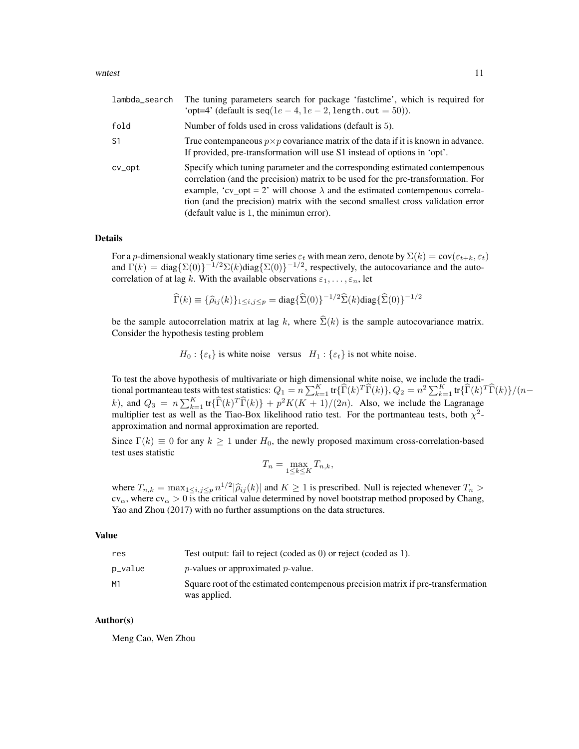| | |
|---|---|
| lambda_search | The tuning parameters search for package 'fastclime', which is required for 'opt=4' (default is seq($1e-4, 1e-2$, length.out $= 50$)). |
| fold | Number of folds used in cross validations (default is 5). |
| S1 | True contempaneous $p \times p$ covariance matrix of the data if it is known in advance. If provided, pre-transformation will use S1 instead of options in 'opt'. |
| cv_opt | Specify which tuning parameter and the corresponding estimated contempenous correlation (and the precision) matrix to be used for the pre-transformation. For example, 'cv_opt = 2' will choose $\lambda$ and the estimated contempenous correlation (and the precision) matrix with the second smallest cross validation error (default value is 1, the minimun error). |

## Details

For a $p$-dimensional weakly stationary time series $\varepsilon_t$ with mean zero, denote by $\Sigma(k) = \text{cov}(\varepsilon_{t+k}, \varepsilon_t)$ and $\Gamma(k) = \text{diag}\{\Sigma(0)\}^{-1/2}\Sigma(k)\text{diag}\{\Sigma(0)\}^{-1/2}$, respectively, the autocovariance and the autocorrelation of at lag $k$. With the available observations $\varepsilon_1, \ldots, \varepsilon_n$, let

$$\widehat{\Gamma}(k) \equiv \{\widehat{\rho}_{ij}(k)\}_{1 \le i,j \le p} = \text{diag}\{\widehat{\Sigma}(0)\}^{-1/2}\widehat{\Sigma}(k)\text{diag}\{\widehat{\Sigma}(0)\}^{-1/2}$$

be the sample autocorrelation matrix at lag $k$, where $\widehat{\Sigma}(k)$ is the sample autocovariance matrix. Consider the hypothesis testing problem

$$H_0 : \{\varepsilon_t\} \text{ is white noise} \quad \text{versus} \quad H_1 : \{\varepsilon_t\} \text{ is not white noise.}$$

To test the above hypothesis of multivariate or high dimensional white noise, we include the traditional portmanteau tests with test statistics: $Q_1 = n\sum_{k=1}^{K} \text{tr}\{\widehat{\Gamma}(k)^T\widehat{\Gamma}(k)\}$, $Q_2 = n^2\sum_{k=1}^{K} \text{tr}\{\widehat{\Gamma}(k)^T\widehat{\Gamma}(k)\}/(n-k)$, and $Q_3 = n\sum_{k=1}^{K} \text{tr}\{\widehat{\Gamma}(k)^T\widehat{\Gamma}(k)\} + p^2K(K+1)/(2n)$. Also, we include the Lagranage multiplier test as well as the Tiao-Box likelihood ratio test. For the portmanteau tests, both $\chi^2$-approximation and normal approximation are reported.

Since $\Gamma(k) \equiv 0$ for any $k \ge 1$ under $H_0$, the newly proposed maximum cross-correlation-based test uses statistic

$$T_n = \max_{1 \le k \le K} T_{n,k},$$

where $T_{n,k} = \max_{1 \le i,j \le p} n^{1/2}|\widehat{\rho}_{ij}(k)|$ and $K \ge 1$ is prescribed. Null is rejected whenever $T_n > \text{cv}_\alpha$, where $\text{cv}_\alpha > 0$ is the critical value determined by novel bootstrap method proposed by Chang, Yao and Zhou (2017) with no further assumptions on the data structures.

## Value

| | |
|---|---|
| res | Test output: fail to reject (coded as 0) or reject (coded as 1). |
| p_value | $p$-values or approximated $p$-value. |
| M1 | Square root of the estimated contempenous precision matrix if pre-transfermation was applied. |

## Author(s)

Meng Cao, Wen Zhou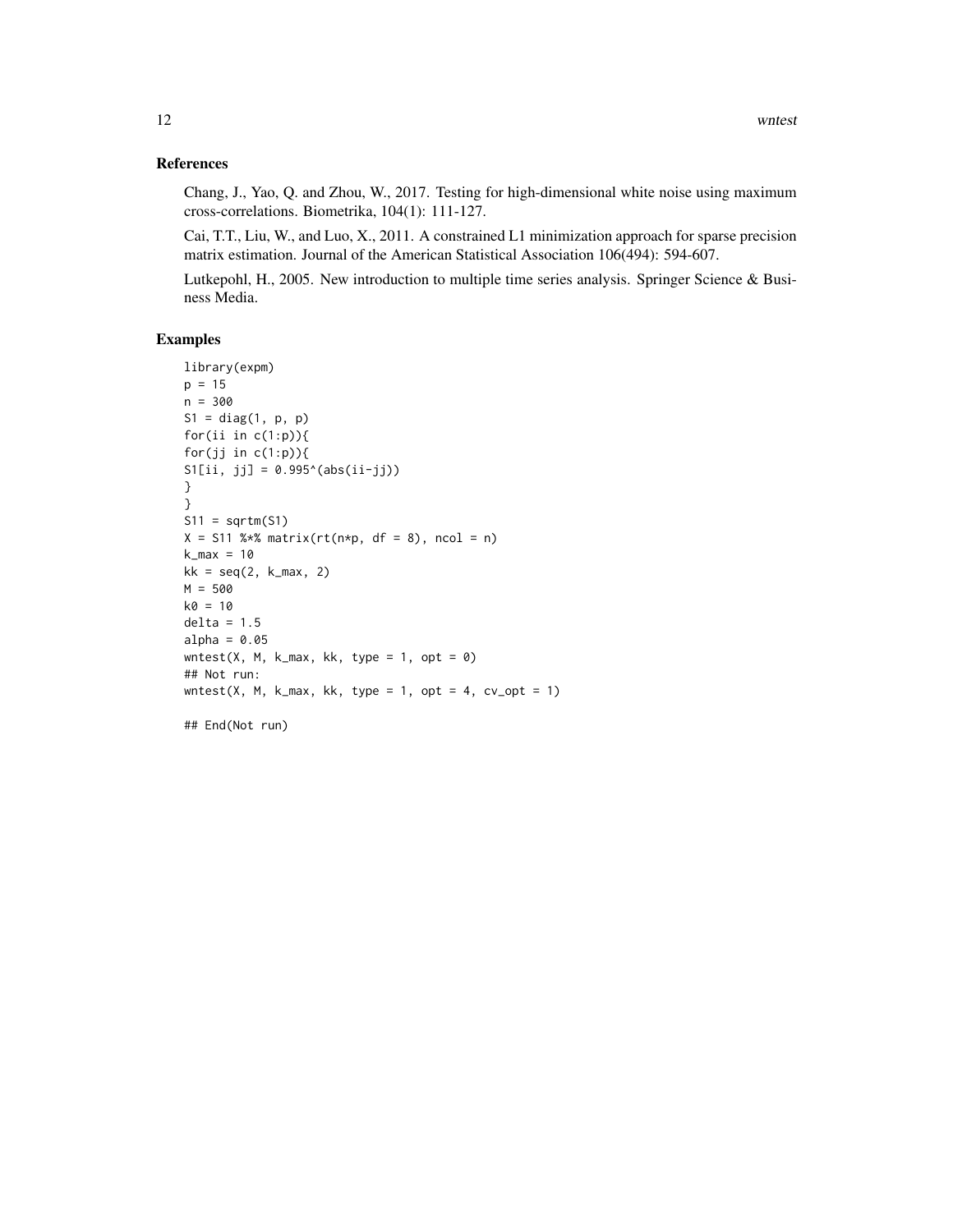## References

Chang, J., Yao, Q. and Zhou, W., 2017. Testing for high-dimensional white noise using maximum cross-correlations. Biometrika, 104(1): 111-127.

Cai, T.T., Liu, W., and Luo, X., 2011. A constrained L1 minimization approach for sparse precision matrix estimation. Journal of the American Statistical Association 106(494): 594-607.

Lutkepohl, H., 2005. New introduction to multiple time series analysis. Springer Science & Business Media.

## Examples

```
library(expm)
p = 15
n = 300
S1 = diag(1, p, p)
for(ii in c(1:p)){
for(jj in c(1:p)){
S1[ii, jj] = 0.995^(abs(ii-jj))
}
}
S11 = sqrtm(S1)
X = S11 %*% matrix(rt(n*p, df = 8), ncol = n)
k_max = 10
kk = seq(2, k_max, 2)
M = 500
k0 = 10
delta = 1.5
alpha = 0.05
wntest(X, M, k_max, kk, type = 1, opt = 0)
## Not run:
wntest(X, M, k_max, kk, type = 1, opt = 4, cv_opt = 1)

## End(Not run)
```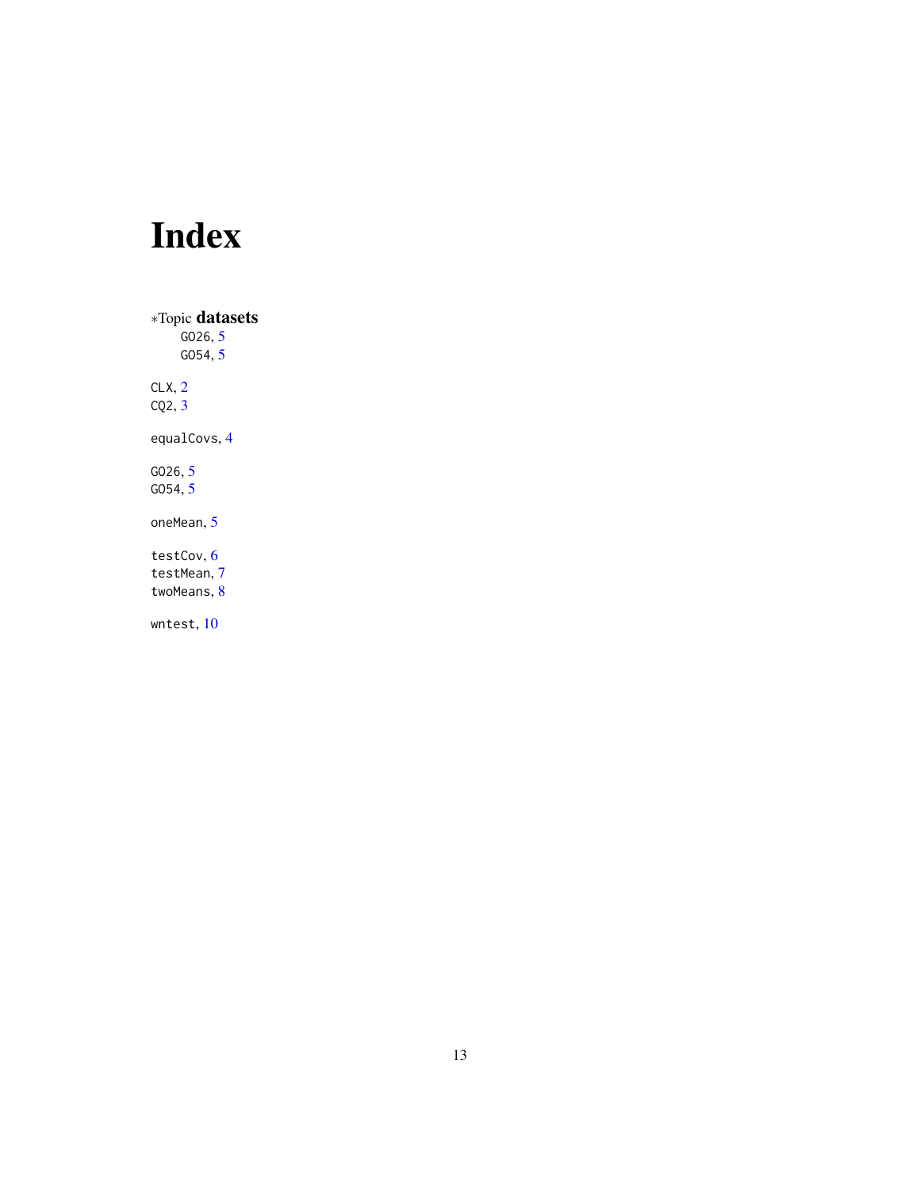# Index

*Topic **datasets**
- GO26, 5
- GO54, 5

CLX, 2
CQ2, 3

equalCovs, 4

GO26, 5
GO54, 5

oneMean, 5

testCov, 6
testMean, 7
twoMeans, 8

wntest, 10